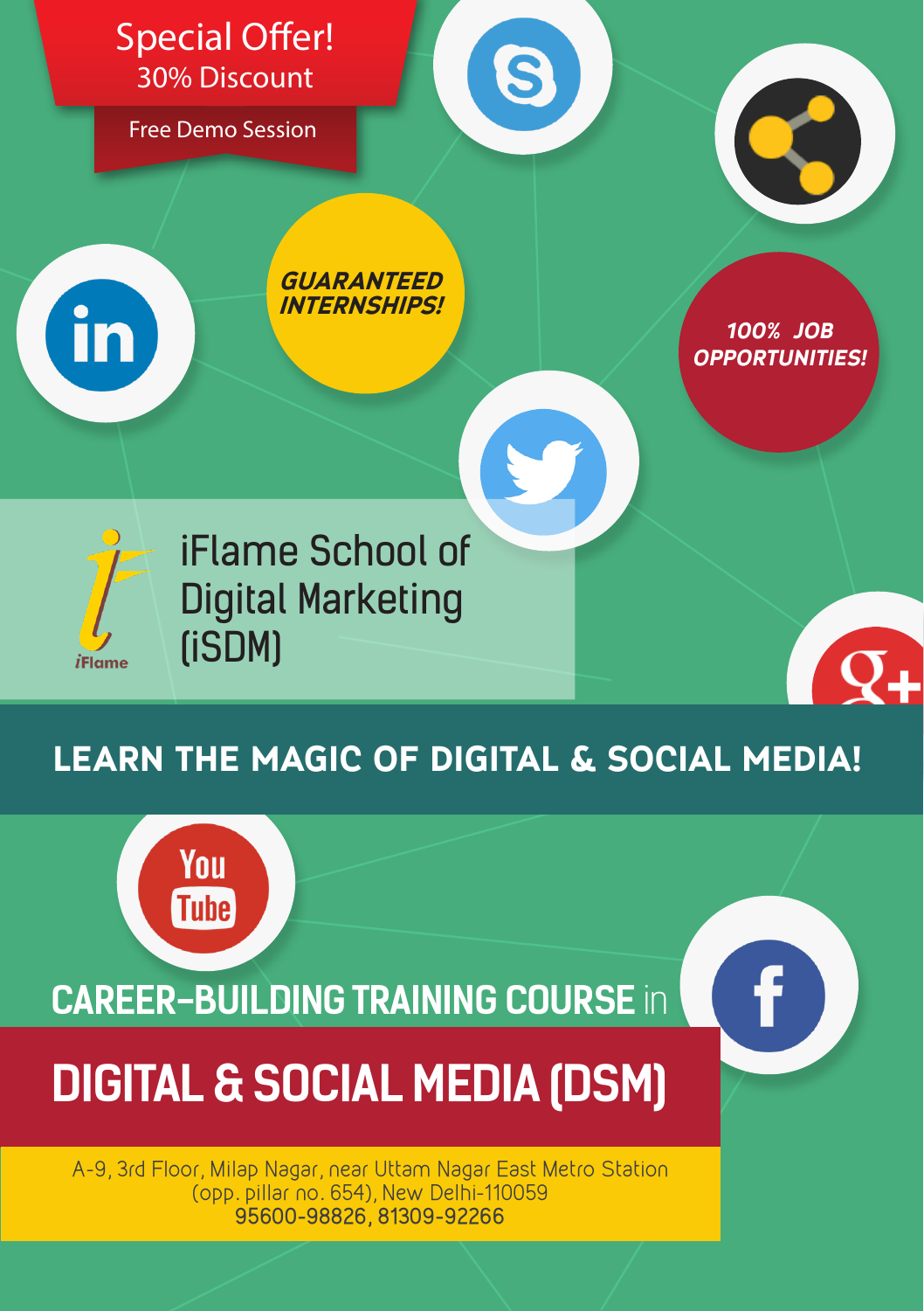**Special Offer!**
30% Discount

Free Demo Session

***GUARANTEED INTERNSHIPS!***

***100% JOB OPPORTUNITIES!***

# iFlame School of Digital Marketing (iSDM)

## LEARN THE MAGIC OF DIGITAL & SOCIAL MEDIA!

**CAREER-BUILDING TRAINING COURSE** in

# DIGITAL & SOCIAL MEDIA (DSM)

A-9, 3rd Floor, Milap Nagar, near Uttam Nagar East Metro Station (opp. pillar no. 654), New Delhi-110059
95600-98826, 81309-92266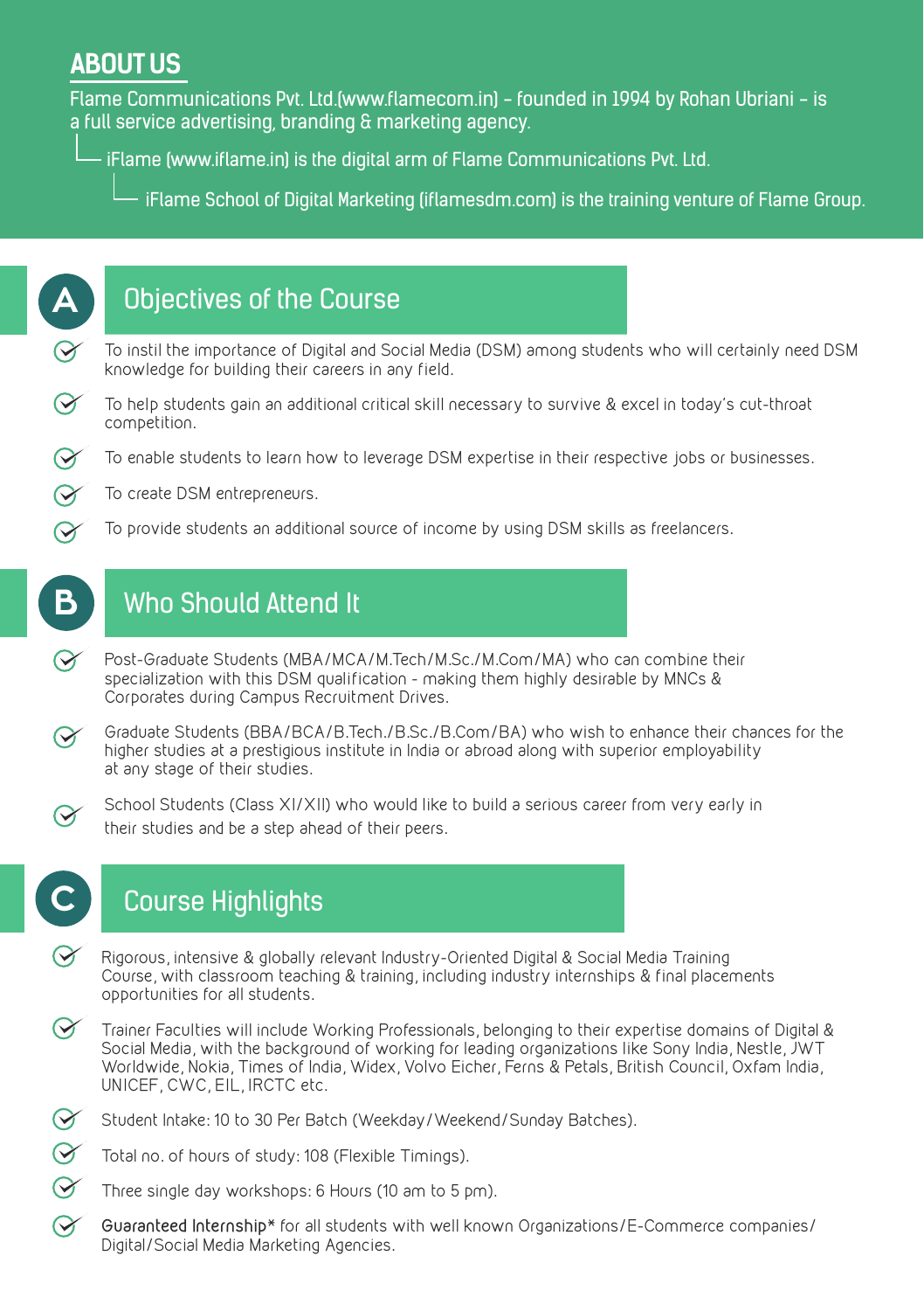## ABOUT US

Flame Communications Pvt. Ltd.(www.flamecom.in) – founded in 1994 by Rohan Ubriani – is a full service advertising, branding & marketing agency.

- iFlame (www.iflame.in) is the digital arm of Flame Communications Pvt. Ltd.
  - iFlame School of Digital Marketing (iflamesdm.com) is the training venture of Flame Group.

## A Objectives of the Course

- To instil the importance of Digital and Social Media (DSM) among students who will certainly need DSM knowledge for building their careers in any field.
- To help students gain an additional critical skill necessary to survive & excel in today's cut-throat competition.
- To enable students to learn how to leverage DSM expertise in their respective jobs or businesses.
- To create DSM entrepreneurs.
- To provide students an additional source of income by using DSM skills as freelancers.

## B Who Should Attend It

- Post-Graduate Students (MBA/MCA/M.Tech/M.Sc./M.Com/MA) who can combine their specialization with this DSM qualification - making them highly desirable by MNCs & Corporates during Campus Recruitment Drives.
- Graduate Students (BBA/BCA/B.Tech./B.Sc./B.Com/BA) who wish to enhance their chances for the higher studies at a prestigious institute in India or abroad along with superior employability at any stage of their studies.
- School Students (Class XI/XII) who would like to build a serious career from very early in their studies and be a step ahead of their peers.

## C Course Highlights

- Rigorous, intensive & globally relevant Industry-Oriented Digital & Social Media Training Course, with classroom teaching & training, including industry internships & final placements opportunities for all students.
- Trainer Faculties will include Working Professionals, belonging to their expertise domains of Digital & Social Media, with the background of working for leading organizations like Sony India, Nestle, JWT Worldwide, Nokia, Times of India, Widex, Volvo Eicher, Ferns & Petals, British Council, Oxfam India, UNICEF, CWC, EIL, IRCTC etc.
- Student Intake: 10 to 30 Per Batch (Weekday/Weekend/Sunday Batches).
- Total no. of hours of study: 108 (Flexible Timings).
- Three single day workshops: 6 Hours (10 am to 5 pm).
- **Guaranteed Internship*** for all students with well known Organizations/E-Commerce companies/ Digital/Social Media Marketing Agencies.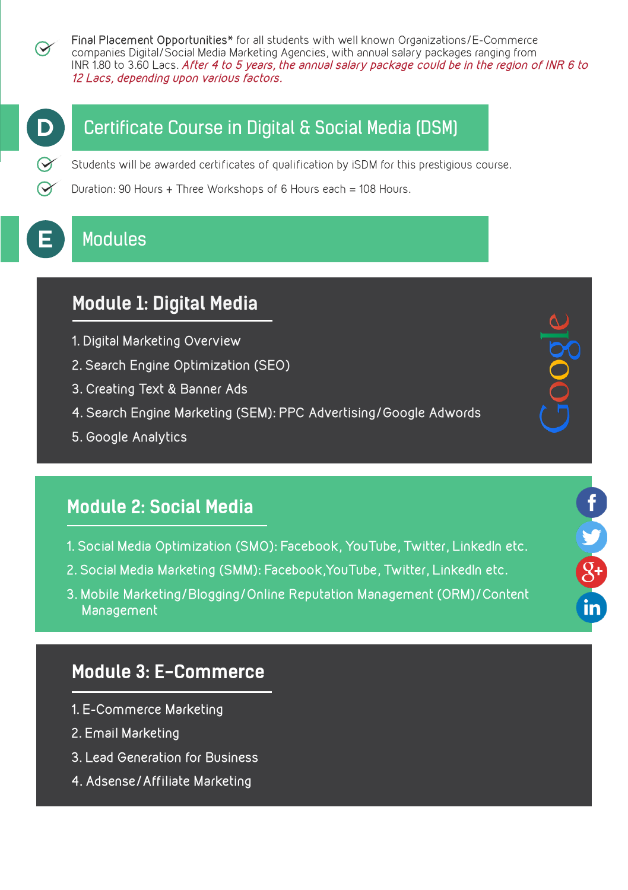- **Final Placement Opportunities*** for all students with well known Organizations/E-Commerce companies Digital/Social Media Marketing Agencies, with annual salary packages ranging from INR 1.80 to 3.60 Lacs. *After 4 to 5 years, the annual salary package could be in the region of INR 6 to 12 Lacs, depending upon various factors.*

## D Certificate Course in Digital & Social Media (DSM)

- Students will be awarded certificates of qualification by iSDM for this prestigious course.
- Duration: 90 Hours + Three Workshops of 6 Hours each = 108 Hours.

## E Modules

### Module 1: Digital Media

1. Digital Marketing Overview
2. Search Engine Optimization (SEO)
3. Creating Text & Banner Ads
4. Search Engine Marketing (SEM): PPC Advertising/Google Adwords
5. Google Analytics

### Module 2: Social Media

1. Social Media Optimization (SMO): Facebook, YouTube, Twitter, LinkedIn etc.
2. Social Media Marketing (SMM): Facebook,YouTube, Twitter, LinkedIn etc.
3. Mobile Marketing/Blogging/Online Reputation Management (ORM)/Content Management

### Module 3: E-Commerce

1. E-Commerce Marketing
2. Email Marketing
3. Lead Generation for Business
4. Adsense/Affiliate Marketing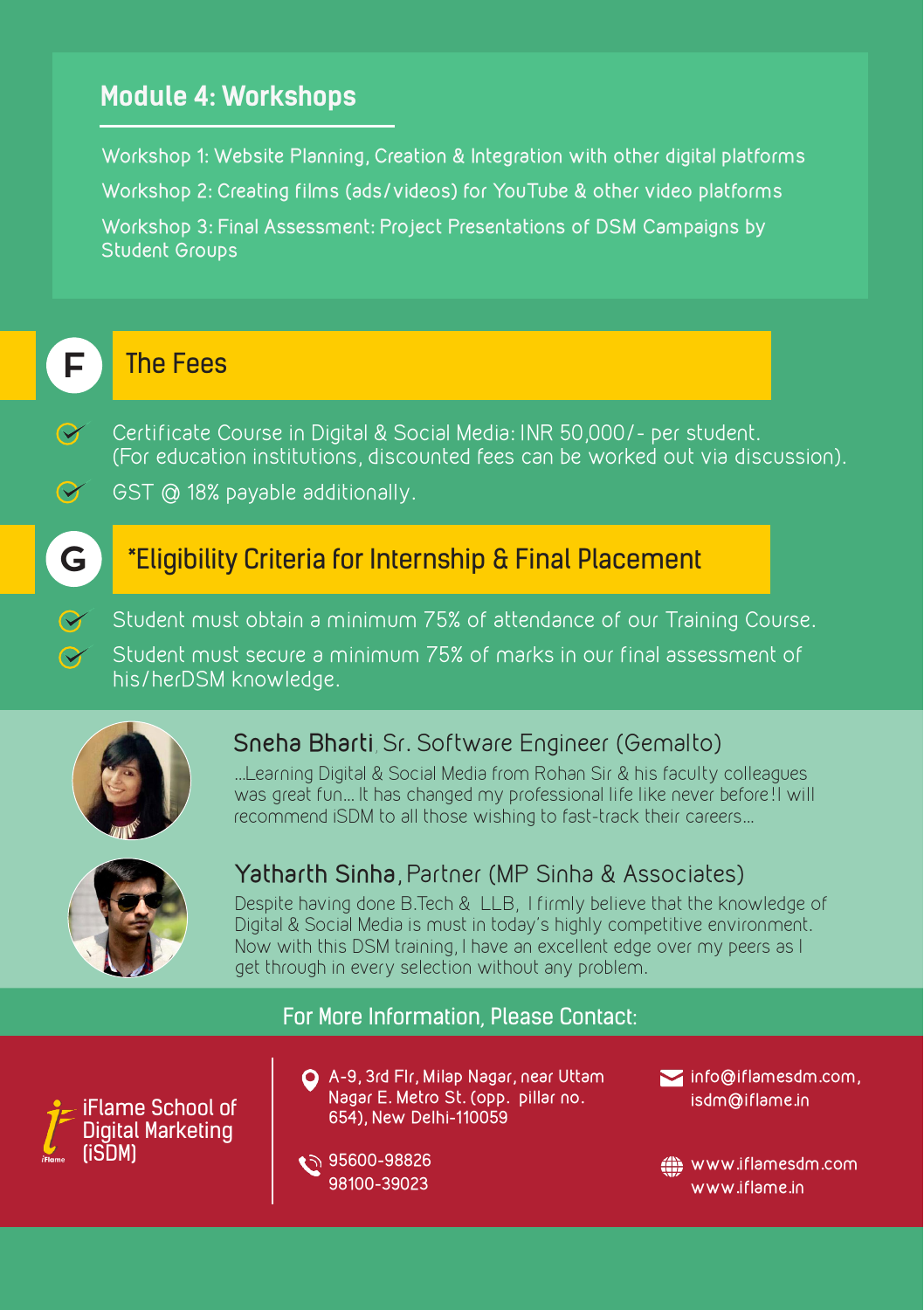## Module 4: Workshops

Workshop 1: Website Planning, Creation & Integration with other digital platforms

Workshop 2: Creating films (ads/videos) for YouTube & other video platforms

Workshop 3: Final Assessment: Project Presentations of DSM Campaigns by Student Groups

## F The Fees

- Certificate Course in Digital & Social Media: INR 50,000/- per student. (For education institutions, discounted fees can be worked out via discussion).
- GST @ 18% payable additionally.

## G *Eligibility Criteria for Internship & Final Placement

- Student must obtain a minimum 75% of attendance of our Training Course.
- Student must secure a minimum 75% of marks in our final assessment of his/herDSM knowledge.

**Sneha Bharti**, Sr. Software Engineer (Gemalto)

...Learning Digital & Social Media from Rohan Sir & his faculty colleagues was great fun... It has changed my professional life like never before!I will recommend iSDM to all those wishing to fast-track their careers...

**Yatharth Sinha**, Partner (MP Sinha & Associates)

Despite having done B.Tech & LLB, I firmly believe that the knowledge of Digital & Social Media is must in today's highly competitive environment. Now with this DSM training, I have an excellent edge over my peers as I get through in every selection without any problem.

### For More Information, Please Contact:

**iFlame School of Digital Marketing (iSDM)**

A-9, 3rd Flr, Milap Nagar, near Uttam Nagar E. Metro St. (opp. pillar no. 654), New Delhi-110059

95600-98826
98100-39023

info@iflamesdm.com, isdm@iflame.in

www.iflamesdm.com
www.iflame.in